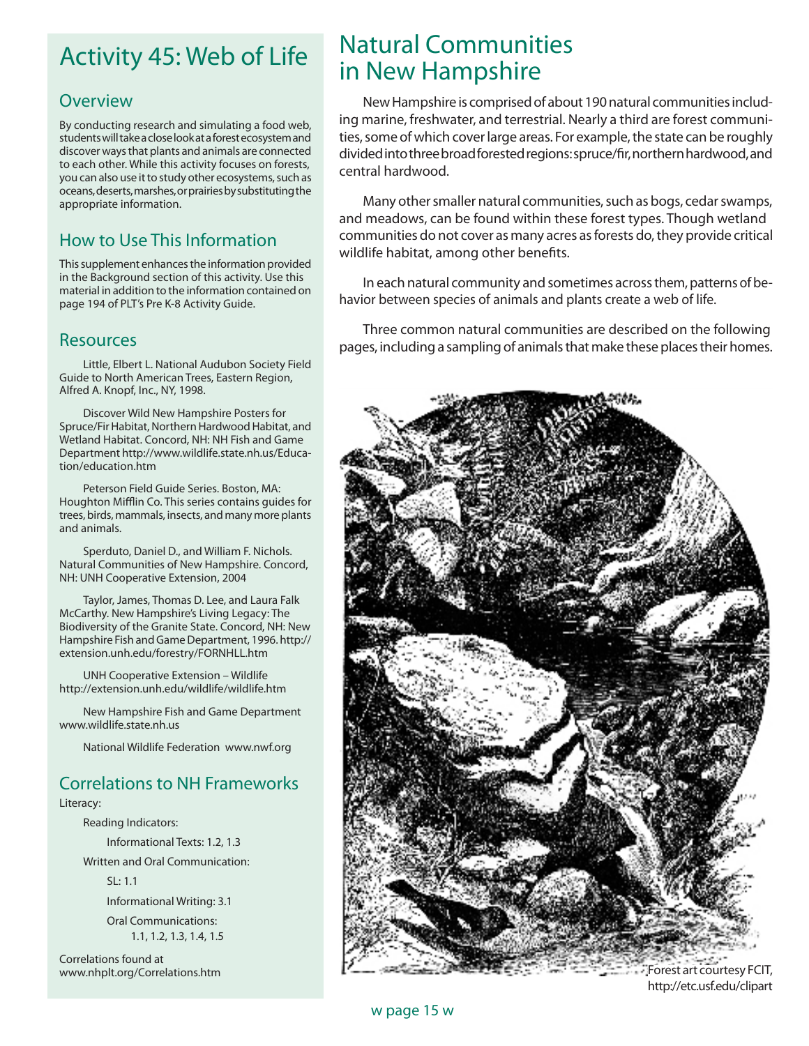# Activity 45: Web of Life

## Overview

By conducting research and simulating a food web, students will take a close look at a forest ecosystem and discover ways that plants and animals are connected to each other. While this activity focuses on forests, you can also use it to study other ecosystems, such as oceans, deserts, marshes, or prairies by substituting the appropriate information.

## How to Use This Information

This supplement enhances the information provided in the Background section of this activity. Use this material in addition to the information contained on page 194 of PLT's Pre K-8 Activity Guide.

## Resources

Little, Elbert L. National Audubon Society Field Guide to North American Trees, Eastern Region, Alfred A. Knopf, Inc., NY, 1998.

Discover Wild New Hampshire Posters for Spruce/Fir Habitat, Northern Hardwood Habitat, and Wetland Habitat. Concord, NH: NH Fish and Game Department http://www.wildlife.state.nh.us/Education/education.htm

Peterson Field Guide Series. Boston, MA: Houghton Mifflin Co. This series contains guides for trees, birds, mammals, insects, and many more plants and animals.

Sperduto, Daniel D., and William F. Nichols. Natural Communities of New Hampshire. Concord, NH: UNH Cooperative Extension, 2004

Taylor, James, Thomas D. Lee, and Laura Falk McCarthy. New Hampshire's Living Legacy: The Biodiversity of the Granite State. Concord, NH: New Hampshire Fish and Game Department, 1996. http://extension.unh.edu/forestry/FORNHLL.htm

UNH Cooperative Extension – Wildlife http://extension.unh.edu/wildlife/wildlife.htm

New Hampshire Fish and Game Department www.wildlife.state.nh.us

National Wildlife Federation www.nwf.org

## Correlations to NH Frameworks

Literacy:

- Reading Indicators:
  - Informational Texts: 1.2, 1.3
- Written and Oral Communication:
  - SL: 1.1
  - Informational Writing: 3.1
  - Oral Communications: 1.1, 1.2, 1.3, 1.4, 1.5

Correlations found at www.nhplt.org/Correlations.htm

# Natural Communities in New Hampshire

New Hampshire is comprised of about 190 natural communities including marine, freshwater, and terrestrial. Nearly a third are forest communities, some of which cover large areas. For example, the state can be roughly divided into three broad forested regions: spruce/fir, northern hardwood, and central hardwood.

Many other smaller natural communities, such as bogs, cedar swamps, and meadows, can be found within these forest types. Though wetland communities do not cover as many acres as forests do, they provide critical wildlife habitat, among other benefits.

In each natural community and sometimes across them, patterns of behavior between species of animals and plants create a web of life.

Three common natural communities are described on the following pages, including a sampling of animals that make these places their homes.

Forest art courtesy FCIT, http://etc.usf.edu/clipart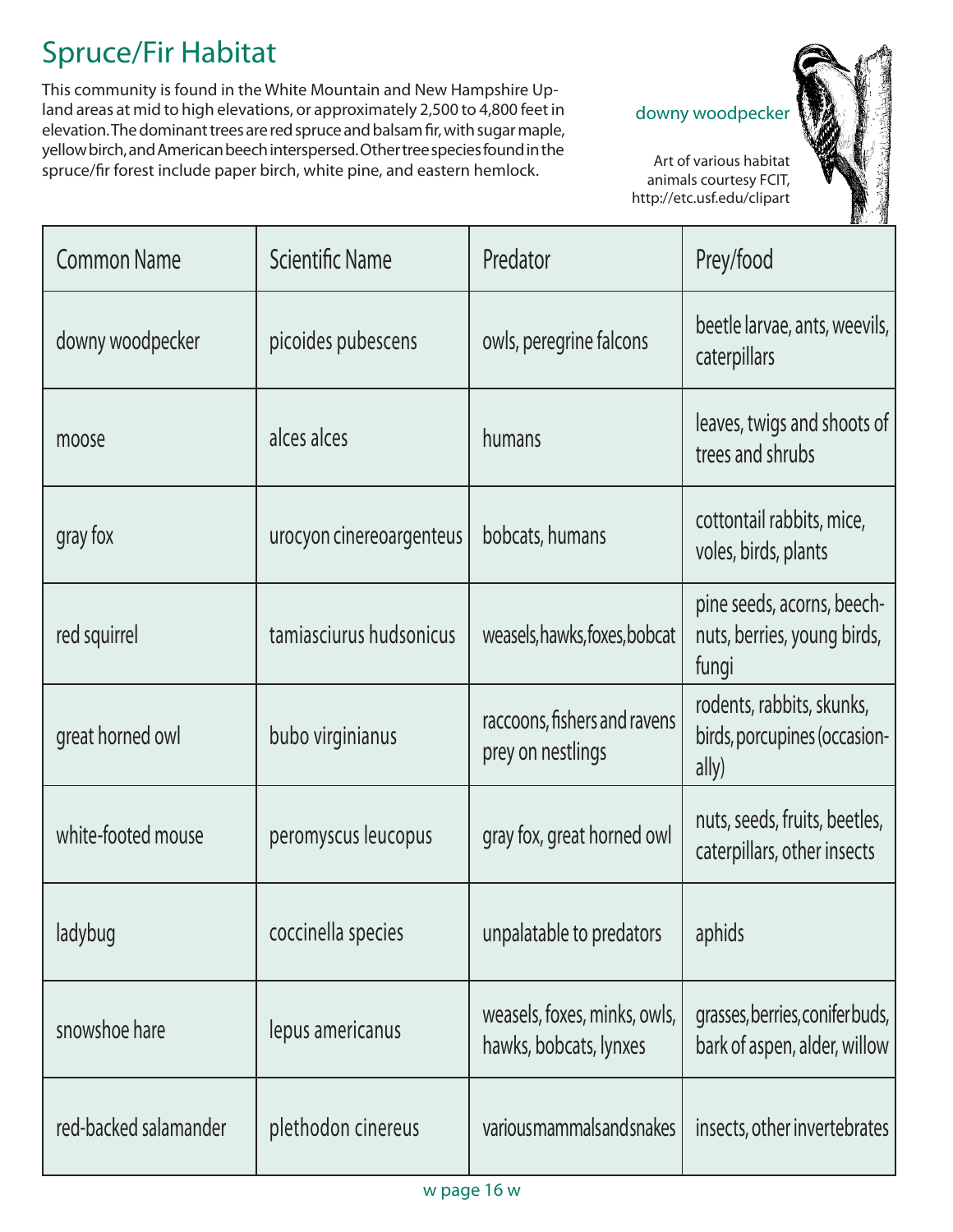# Spruce/Fir Habitat

This community is found in the White Mountain and New Hampshire Upland areas at mid to high elevations, or approximately 2,500 to 4,800 feet in elevation. The dominant trees are red spruce and balsam fir, with sugar maple, yellow birch, and American beech interspersed. Other tree species found in the spruce/fir forest include paper birch, white pine, and eastern hemlock.

downy woodpecker

Art of various habitat animals courtesy FCIT, http://etc.usf.edu/clipart

| Common Name | Scientific Name | Predator | Prey/food |
|---|---|---|---|
| downy woodpecker | picoides pubescens | owls, peregrine falcons | beetle larvae, ants, weevils, caterpillars |
| moose | alces alces | humans | leaves, twigs and shoots of trees and shrubs |
| gray fox | urocyon cinereoargenteus | bobcats, humans | cottontail rabbits, mice, voles, birds, plants |
| red squirrel | tamiasciurus hudsonicus | weasels, hawks, foxes, bobcat | pine seeds, acorns, beech-nuts, berries, young birds, fungi |
| great horned owl | bubo virginianus | raccoons, fishers and ravens prey on nestlings | rodents, rabbits, skunks, birds, porcupines (occasionally) |
| white-footed mouse | peromyscus leucopus | gray fox, great horned owl | nuts, seeds, fruits, beetles, caterpillars, other insects |
| ladybug | coccinella species | unpalatable to predators | aphids |
| snowshoe hare | lepus americanus | weasels, foxes, minks, owls, hawks, bobcats, lynxes | grasses, berries, conifer buds, bark of aspen, alder, willow |
| red-backed salamander | plethodon cinereus | various mammals and snakes | insects, other invertebrates |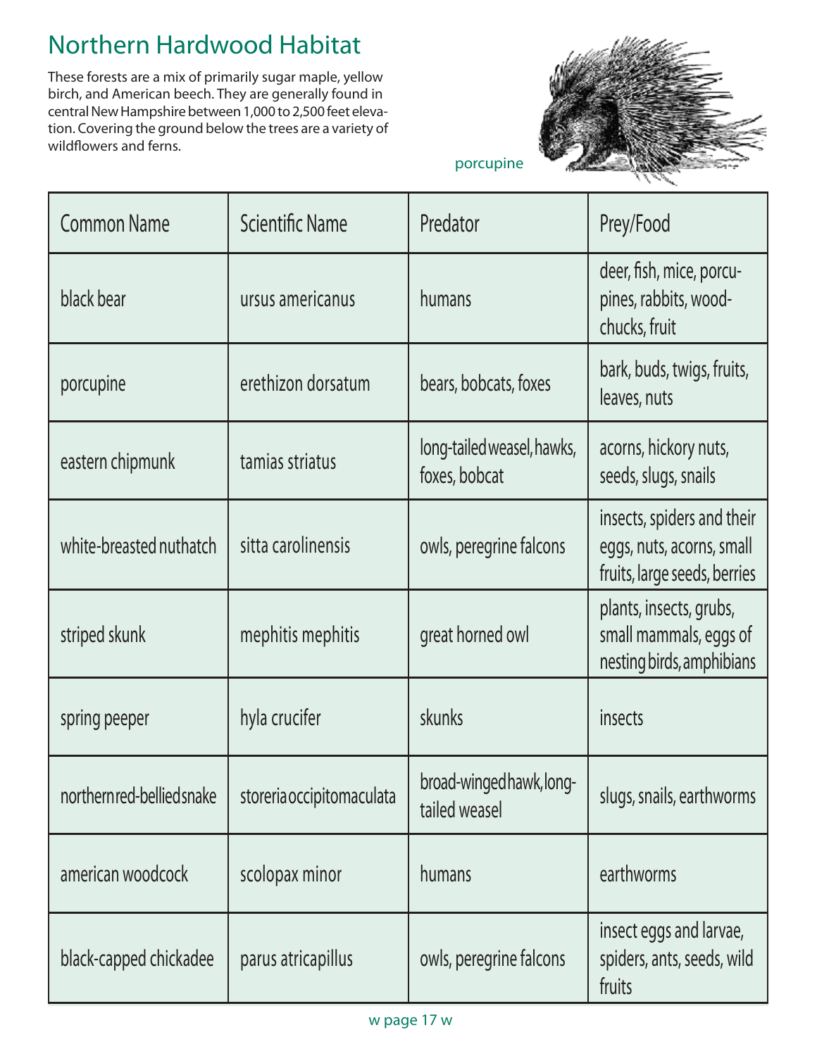# Northern Hardwood Habitat

These forests are a mix of primarily sugar maple, yellow birch, and American beech. They are generally found in central New Hampshire between 1,000 to 2,500 feet elevation. Covering the ground below the trees are a variety of wildflowers and ferns.

porcupine

| Common Name | Scientific Name | Predator | Prey/Food |
|---|---|---|---|
| black bear | ursus americanus | humans | deer, fish, mice, porcupines, rabbits, woodchucks, fruit |
| porcupine | erethizon dorsatum | bears, bobcats, foxes | bark, buds, twigs, fruits, leaves, nuts |
| eastern chipmunk | tamias striatus | long-tailed weasel, hawks, foxes, bobcat | acorns, hickory nuts, seeds, slugs, snails |
| white-breasted nuthatch | sitta carolinensis | owls, peregrine falcons | insects, spiders and their eggs, nuts, acorns, small fruits, large seeds, berries |
| striped skunk | mephitis mephitis | great horned owl | plants, insects, grubs, small mammals, eggs of nesting birds, amphibians |
| spring peeper | hyla crucifer | skunks | insects |
| northern red-bellied snake | storeria occipitomaculata | broad-winged hawk, long-tailed weasel | slugs, snails, earthworms |
| american woodcock | scolopax minor | humans | earthworms |
| black-capped chickadee | parus atricapillus | owls, peregrine falcons | insect eggs and larvae, spiders, ants, seeds, wild fruits |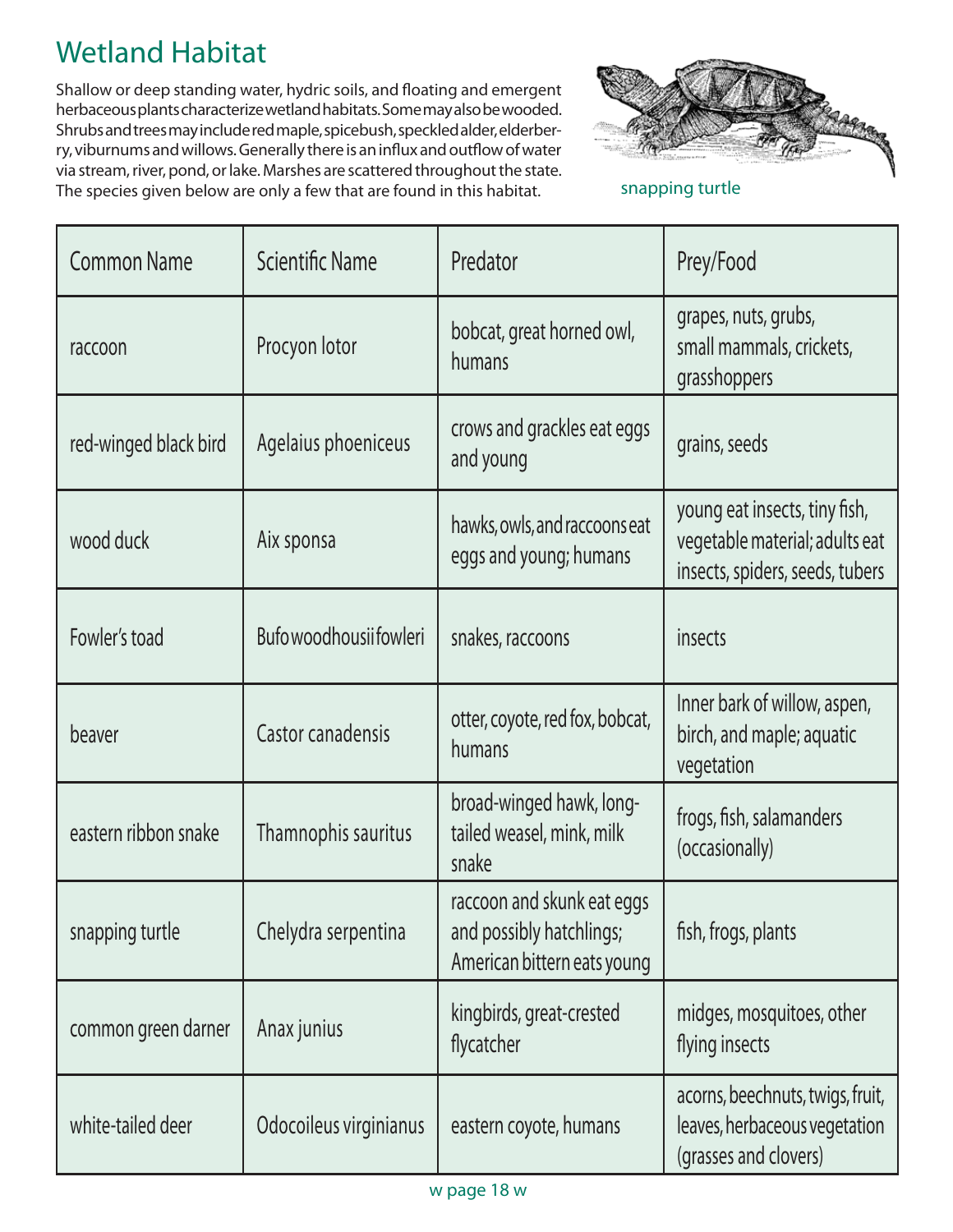# Wetland Habitat

Shallow or deep standing water, hydric soils, and floating and emergent herbaceous plants characterize wetland habitats. Some may also be wooded. Shrubs and trees may include red maple, spicebush, speckled alder, elderberry, viburnums and willows. Generally there is an influx and outflow of water via stream, river, pond, or lake. Marshes are scattered throughout the state. The species given below are only a few that are found in this habitat.

snapping turtle

| Common Name | Scientific Name | Predator | Prey/Food |
|---|---|---|---|
| raccoon | Procyon lotor | bobcat, great horned owl, humans | grapes, nuts, grubs, small mammals, crickets, grasshoppers |
| red-winged black bird | Agelaius phoeniceus | crows and grackles eat eggs and young | grains, seeds |
| wood duck | Aix sponsa | hawks, owls, and raccoons eat eggs and young; humans | young eat insects, tiny fish, vegetable material; adults eat insects, spiders, seeds, tubers |
| Fowler's toad | Bufo woodhousii fowleri | snakes, raccoons | insects |
| beaver | Castor canadensis | otter, coyote, red fox, bobcat, humans | Inner bark of willow, aspen, birch, and maple; aquatic vegetation |
| eastern ribbon snake | Thamnophis sauritus | broad-winged hawk, long-tailed weasel, mink, milk snake | frogs, fish, salamanders (occasionally) |
| snapping turtle | Chelydra serpentina | raccoon and skunk eat eggs and possibly hatchlings; American bittern eats young | fish, frogs, plants |
| common green darner | Anax junius | kingbirds, great-crested flycatcher | midges, mosquitoes, other flying insects |
| white-tailed deer | Odocoileus virginianus | eastern coyote, humans | acorns, beechnuts, twigs, fruit, leaves, herbaceous vegetation (grasses and clovers) |